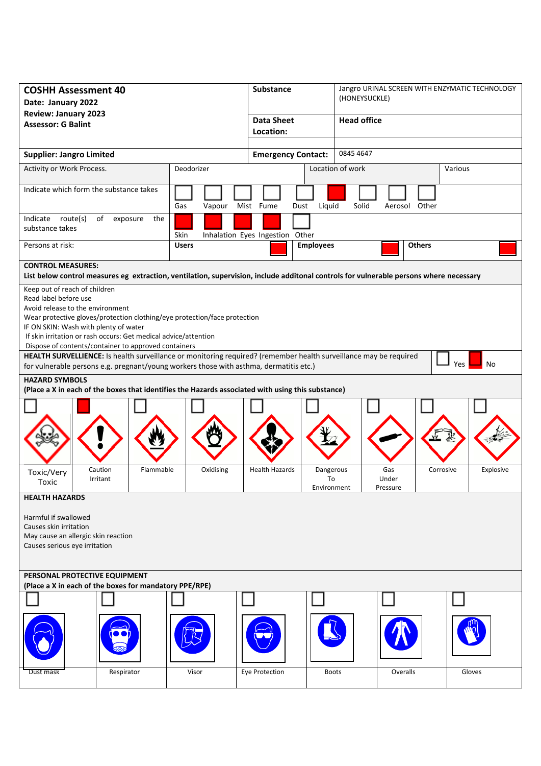| **COSHH Assessment 40**<br>**Date: January 2022**<br>**Review: January 2023**<br>**Assessor: G Balint** | **Substance** | Jangro URINAL SCREEN WITH ENZYMATIC TECHNOLOGY (HONEYSUCKLE) |
|---|---|---|
| | **Data Sheet Location:** | **Head office** |
| **Supplier: Jangro Limited** | **Emergency Contact:** | 0845 4647 |

| Activity or Work Process. | Deodorizer | Location of work | Various |
|---|---|---|---|

**Indicate which form the substance takes**

| Gas | Vapour | Mist | Fume | Dust | Liquid | Solid | Aerosol | Other |
|---|---|---|---|---|---|---|---|---|
| ☐ | ☐ | ☐ | ☐ | ☐ | ■ | ☐ | ☐ | ☐ |

**Indicate route(s) of exposure the substance takes**

| Skin | Inhalation | Eyes | Ingestion | Other |
|---|---|---|---|---|
| ■ | ■ | ■ | ■ | ☐ |

**Persons at risk:**

| Users | Employees | Others |
|---|---|---|
| ■ | ■ | ■ |

**CONTROL MEASURES:**
**List below control measures eg extraction, ventilation, supervision, include additonal controls for vulnerable persons where necessary**

Keep out of reach of children
Read label before use
Avoid release to the environment
Wear protective gloves/protection clothing/eye protection/face protection
IF ON SKIN: Wash with plenty of water
If skin irritation or rash occurs: Get medical advice/attention
Dispose of contents/container to approved containers

**HEALTH SURVELLIENCE:** Is health surveillance or monitoring required? (remember health surveillance may be required for vulnerable persons e.g. pregnant/young workers those with asthma, dermatitis etc.)

☐ Yes ■ No

**HAZARD SYMBOLS**
**(Place a X in each of the boxes that identifies the Hazards associated with using this substance)**

| Toxic/Very Toxic | Caution Irritant | Flammable | Oxidising | Health Hazards | Dangerous To Environment | Gas Under Pressure | Corrosive | Explosive |
|---|---|---|---|---|---|---|---|---|
| ☐ | ■ | ☐ | ☐ | ☐ | ☐ | ☐ | ☐ | ☐ |

**HEALTH HAZARDS**

Harmful if swallowed
Causes skin irritation
May cause an allergic skin reaction
Causes serious eye irritation

**PERSONAL PROTECTIVE EQUIPMENT**
**(Place a X in each of the boxes for mandatory PPE/RPE)**

| Dust mask | Respirator | Visor | Eye Protection | Boots | Overalls | Gloves |
|---|---|---|---|---|---|---|
| ☐ | ☐ | ☐ | ☐ | ☐ | ☐ | ☐ |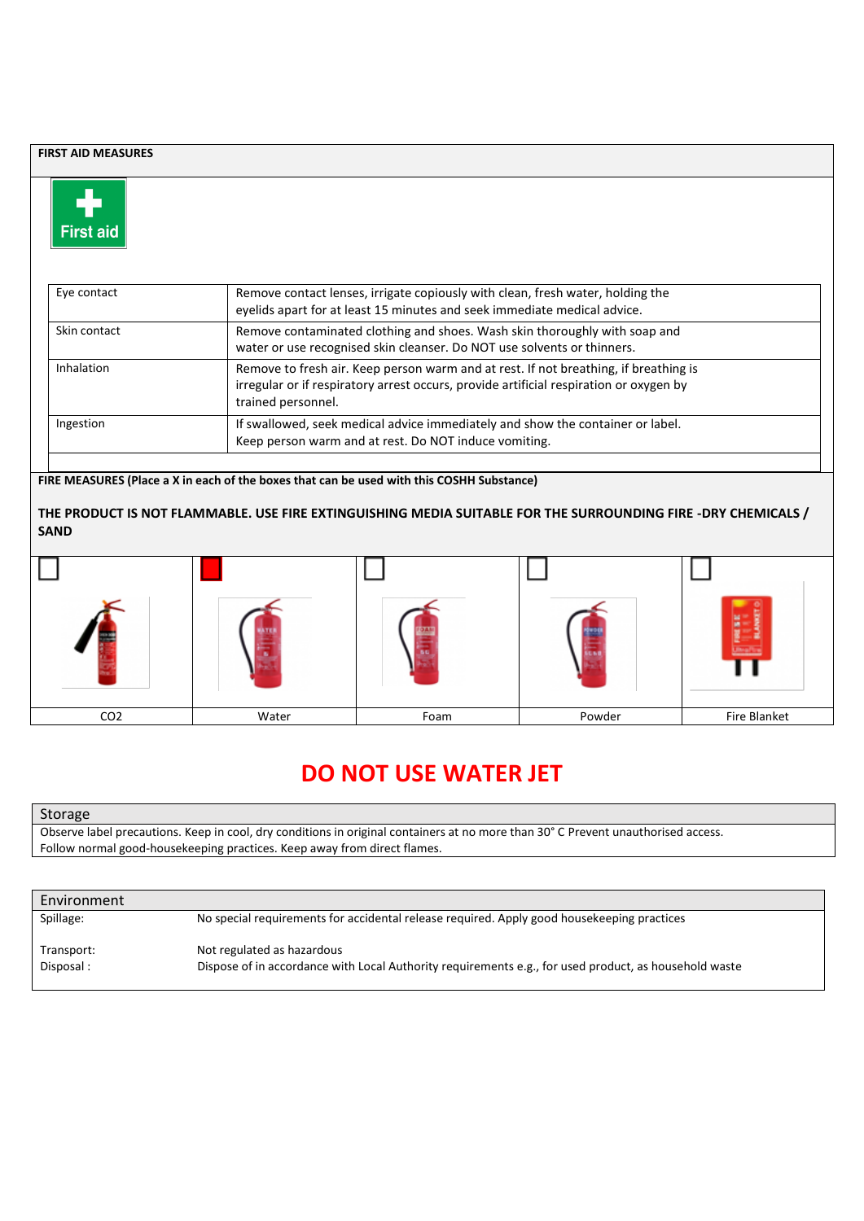## FIRST AID MEASURES

First aid

| | |
|---|---|
| Eye contact | Remove contact lenses, irrigate copiously with clean, fresh water, holding the eyelids apart for at least 15 minutes and seek immediate medical advice. |
| Skin contact | Remove contaminated clothing and shoes. Wash skin thoroughly with soap and water or use recognised skin cleanser. Do NOT use solvents or thinners. |
| Inhalation | Remove to fresh air. Keep person warm and at rest. If not breathing, if breathing is irregular or if respiratory arrest occurs, provide artificial respiration or oxygen by trained personnel. |
| Ingestion | If swallowed, seek medical advice immediately and show the container or label. Keep person warm and at rest. Do NOT induce vomiting. |

## FIRE MEASURES (Place a X in each of the boxes that can be used with this COSHH Substance)

**THE PRODUCT IS NOT FLAMMABLE. USE FIRE EXTINGUISHING MEDIA SUITABLE FOR THE SURROUNDING FIRE -DRY CHEMICALS / SAND**

| ☐ | ■ | ☐ | ☐ | ☐ |
|---|---|---|---|---|
| CO2 | Water | Foam | Powder | Fire Blanket |

# DO NOT USE WATER JET

## Storage

Observe label precautions. Keep in cool, dry conditions in original containers at no more than 30° C Prevent unauthorised access. Follow normal good-housekeeping practices. Keep away from direct flames.

## Environment

| | |
|---|---|
| Spillage: | No special requirements for accidental release required. Apply good housekeeping practices |
| Transport: | Not regulated as hazardous |
| Disposal : | Dispose of in accordance with Local Authority requirements e.g., for used product, as household waste |